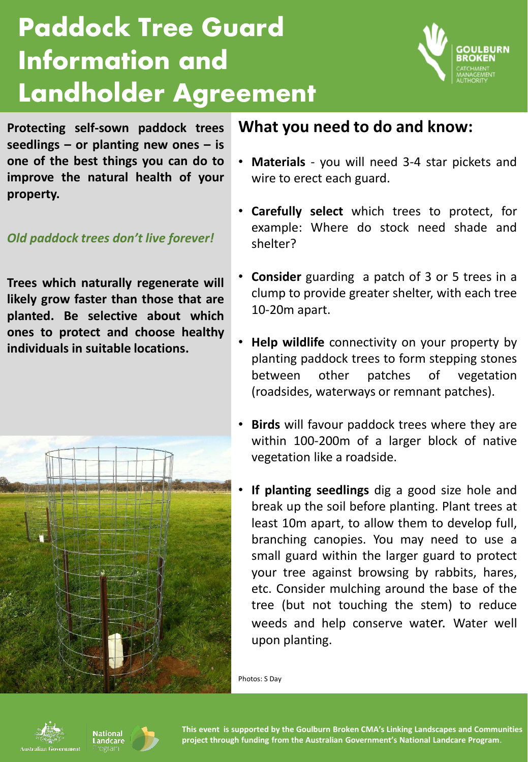# Paddock Tree Guard Information and Landholder Agreement

GOULBURN BROKEN CATCHMENT MANAGEMENT AUTHORITY

**Protecting self-sown paddock trees seedlings – or planting new ones – is one of the best things you can do to improve the natural health of your property.**

*Old paddock trees don't live forever!*

**Trees which naturally regenerate will likely grow faster than those that are planted. Be selective about which ones to protect and choose healthy individuals in suitable locations.**

## What you need to do and know:

- **Materials** - you will need 3-4 star pickets and wire to erect each guard.
- **Carefully select** which trees to protect, for example: Where do stock need shade and shelter?
- **Consider** guarding a patch of 3 or 5 trees in a clump to provide greater shelter, with each tree 10-20m apart.
- **Help wildlife** connectivity on your property by planting paddock trees to form stepping stones between other patches of vegetation (roadsides, waterways or remnant patches).
- **Birds** will favour paddock trees where they are within 100-200m of a larger block of native vegetation like a roadside.
- **If planting seedlings** dig a good size hole and break up the soil before planting. Plant trees at least 10m apart, to allow them to develop full, branching canopies. You may need to use a small guard within the larger guard to protect your tree against browsing by rabbits, hares, etc. Consider mulching around the base of the tree (but not touching the stem) to reduce weeds and help conserve water. Water well upon planting.

Photos: S Day

**This event is supported by the Goulburn Broken CMA's Linking Landscapes and Communities project through funding from the Australian Government's National Landcare Program.**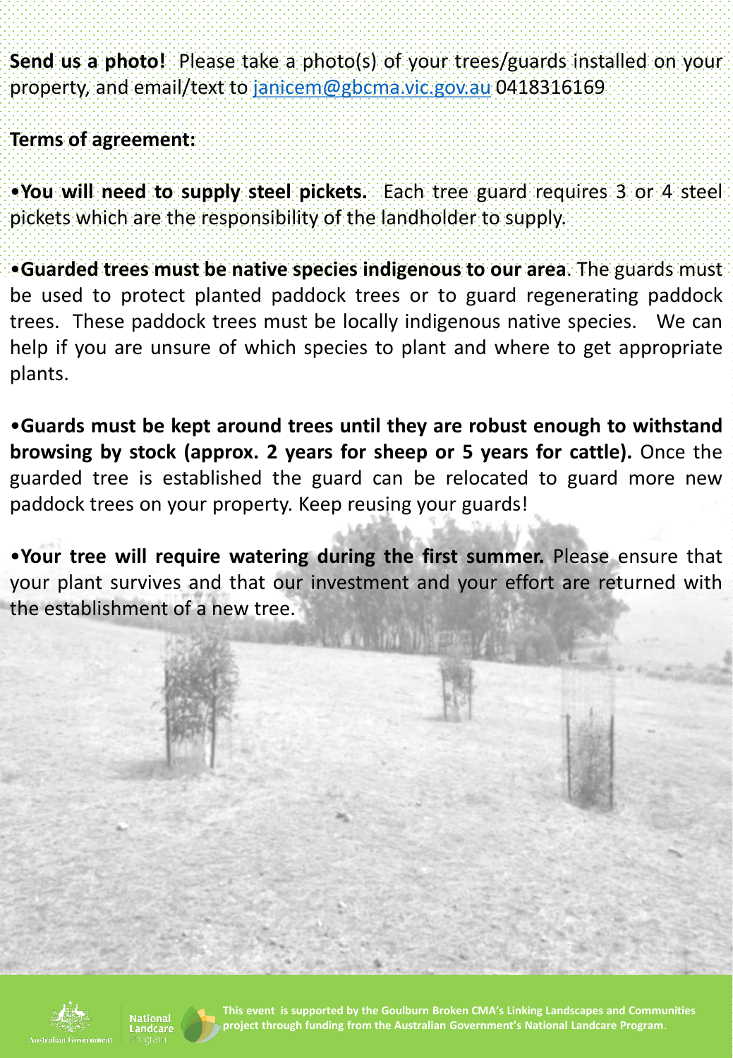**Send us a photo!** Please take a photo(s) of your trees/guards installed on your property, and email/text to janicem@gbcma.vic.gov.au 0418316169

**Terms of agreement:**

•**You will need to supply steel pickets.** Each tree guard requires 3 or 4 steel pickets which are the responsibility of the landholder to supply.

•**Guarded trees must be native species indigenous to our area**. The guards must be used to protect planted paddock trees or to guard regenerating paddock trees. These paddock trees must be locally indigenous native species. We can help if you are unsure of which species to plant and where to get appropriate plants.

•**Guards must be kept around trees until they are robust enough to withstand browsing by stock (approx. 2 years for sheep or 5 years for cattle).** Once the guarded tree is established the guard can be relocated to guard more new paddock trees on your property. Keep reusing your guards!

•**Your tree will require watering during the first summer.** Please ensure that your plant survives and that our investment and your effort are returned with the establishment of a new tree.

**This event is supported by the Goulburn Broken CMA's Linking Landscapes and Communities project through funding from the Australian Government's National Landcare Program.**